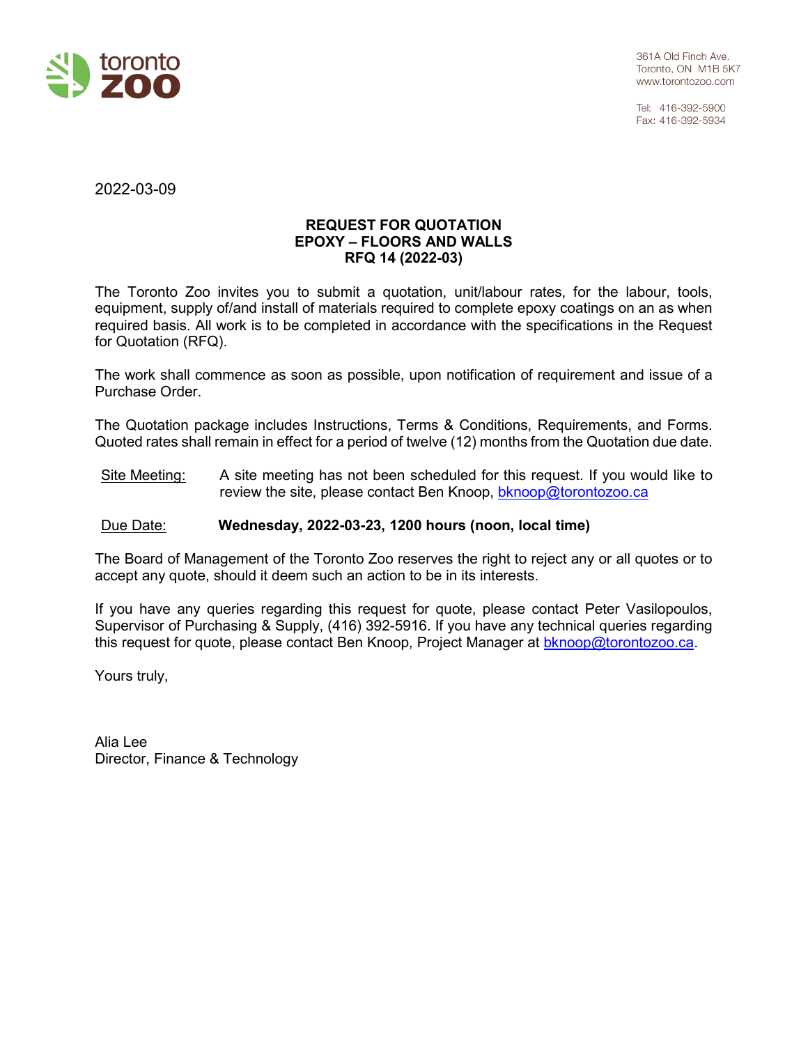toronto zoo

361A Old Finch Ave.
Toronto, ON M1B 5K7
www.torontozoo.com

Tel: 416-392-5900
Fax: 416-392-5934

2022-03-09

**REQUEST FOR QUOTATION**
**EPOXY – FLOORS AND WALLS**
**RFQ 14 (2022-03)**

The Toronto Zoo invites you to submit a quotation, unit/labour rates, for the labour, tools, equipment, supply of/and install of materials required to complete epoxy coatings on an as when required basis. All work is to be completed in accordance with the specifications in the Request for Quotation (RFQ).

The work shall commence as soon as possible, upon notification of requirement and issue of a Purchase Order.

The Quotation package includes Instructions, Terms & Conditions, Requirements, and Forms. Quoted rates shall remain in effect for a period of twelve (12) months from the Quotation due date.

Site Meeting: A site meeting has not been scheduled for this request. If you would like to review the site, please contact Ben Knoop, bknoop@torontozoo.ca

Due Date: **Wednesday, 2022-03-23, 1200 hours (noon, local time)**

The Board of Management of the Toronto Zoo reserves the right to reject any or all quotes or to accept any quote, should it deem such an action to be in its interests.

If you have any queries regarding this request for quote, please contact Peter Vasilopoulos, Supervisor of Purchasing & Supply, (416) 392-5916. If you have any technical queries regarding this request for quote, please contact Ben Knoop, Project Manager at bknoop@torontozoo.ca.

Yours truly,

Alia Lee
Director, Finance & Technology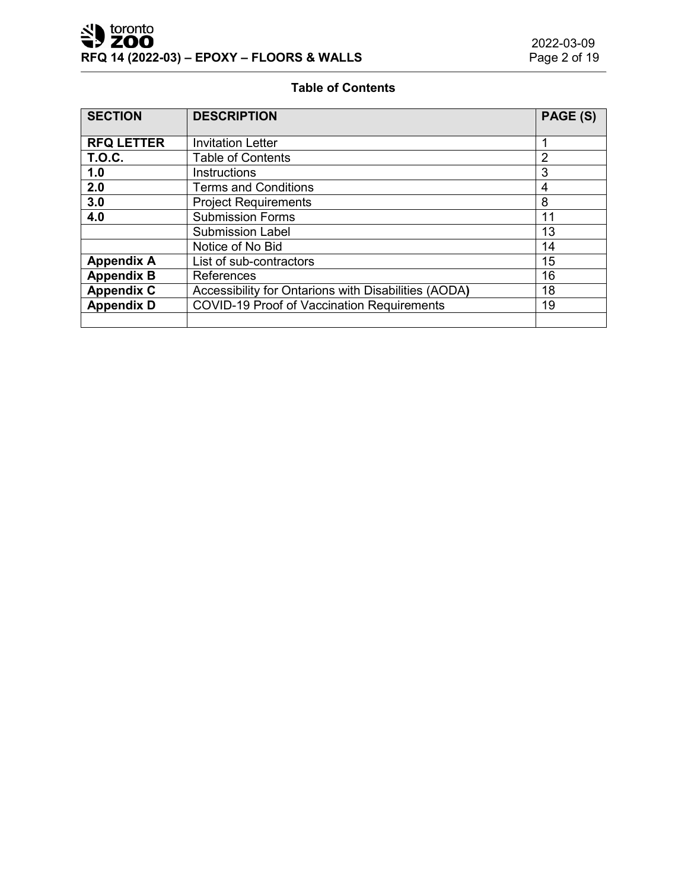**Table of Contents**

| SECTION | DESCRIPTION | PAGE (S) |
|---|---|---|
| **RFQ LETTER** | Invitation Letter | 1 |
| **T.O.C.** | Table of Contents | 2 |
| **1.0** | Instructions | 3 |
| **2.0** | Terms and Conditions | 4 |
| **3.0** | Project Requirements | 8 |
| **4.0** | Submission Forms | 11 |
| | Submission Label | 13 |
| | Notice of No Bid | 14 |
| **Appendix A** | List of sub-contractors | 15 |
| **Appendix B** | References | 16 |
| **Appendix C** | Accessibility for Ontarions with Disabilities (AODA) | 18 |
| **Appendix D** | COVID-19 Proof of Vaccination Requirements | 19 |
| | | |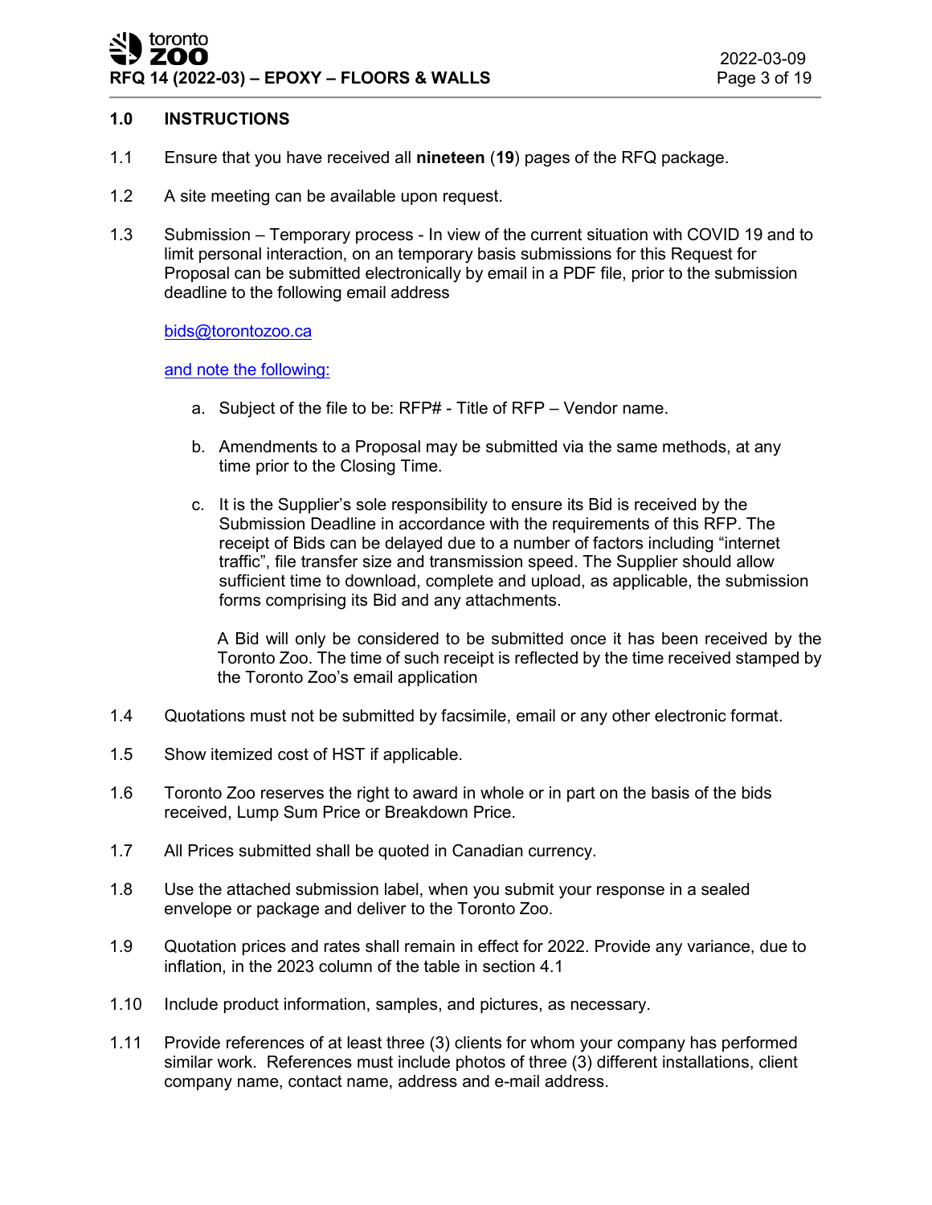## 1.0 INSTRUCTIONS

1.1 Ensure that you have received all **nineteen** (**19**) pages of the RFQ package.

1.2 A site meeting can be available upon request.

1.3 Submission – Temporary process - In view of the current situation with COVID 19 and to limit personal interaction, on an temporary basis submissions for this Request for Proposal can be submitted electronically by email in a PDF file, prior to the submission deadline to the following email address

bids@torontozoo.ca

and note the following:

a. Subject of the file to be: RFP# - Title of RFP – Vendor name.

b. Amendments to a Proposal may be submitted via the same methods, at any time prior to the Closing Time.

c. It is the Supplier's sole responsibility to ensure its Bid is received by the Submission Deadline in accordance with the requirements of this RFP. The receipt of Bids can be delayed due to a number of factors including "internet traffic", file transfer size and transmission speed. The Supplier should allow sufficient time to download, complete and upload, as applicable, the submission forms comprising its Bid and any attachments.

A Bid will only be considered to be submitted once it has been received by the Toronto Zoo. The time of such receipt is reflected by the time received stamped by the Toronto Zoo's email application

1.4 Quotations must not be submitted by facsimile, email or any other electronic format.

1.5 Show itemized cost of HST if applicable.

1.6 Toronto Zoo reserves the right to award in whole or in part on the basis of the bids received, Lump Sum Price or Breakdown Price.

1.7 All Prices submitted shall be quoted in Canadian currency.

1.8 Use the attached submission label, when you submit your response in a sealed envelope or package and deliver to the Toronto Zoo.

1.9 Quotation prices and rates shall remain in effect for 2022. Provide any variance, due to inflation, in the 2023 column of the table in section 4.1

1.10 Include product information, samples, and pictures, as necessary.

1.11 Provide references of at least three (3) clients for whom your company has performed similar work. References must include photos of three (3) different installations, client company name, contact name, address and e-mail address.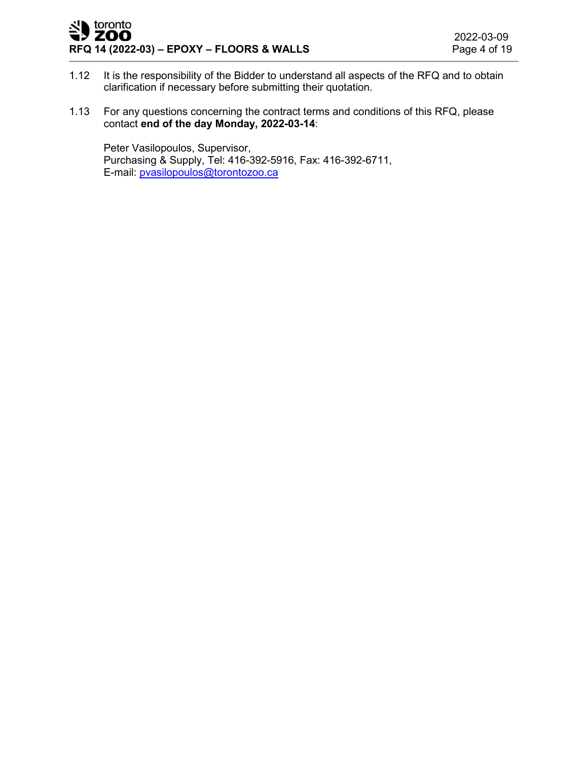1.12 It is the responsibility of the Bidder to understand all aspects of the RFQ and to obtain clarification if necessary before submitting their quotation.

1.13 For any questions concerning the contract terms and conditions of this RFQ, please contact **end of the day Monday, 2022-03-14**:

Peter Vasilopoulos, Supervisor,
Purchasing & Supply, Tel: 416-392-5916, Fax: 416-392-6711,
E-mail: pvasilopoulos@torontozoo.ca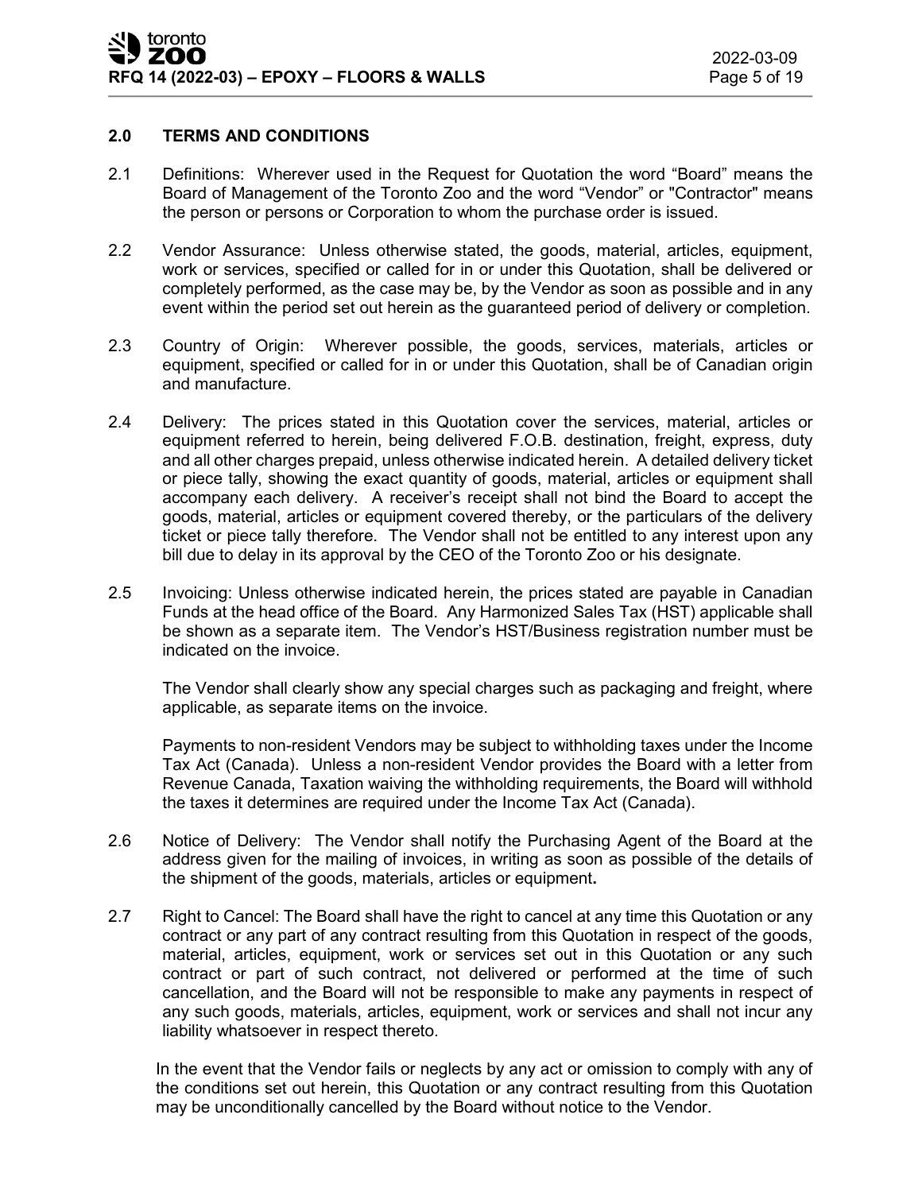## 2.0 TERMS AND CONDITIONS

2.1 Definitions: Wherever used in the Request for Quotation the word "Board" means the Board of Management of the Toronto Zoo and the word "Vendor" or "Contractor" means the person or persons or Corporation to whom the purchase order is issued.

2.2 Vendor Assurance: Unless otherwise stated, the goods, material, articles, equipment, work or services, specified or called for in or under this Quotation, shall be delivered or completely performed, as the case may be, by the Vendor as soon as possible and in any event within the period set out herein as the guaranteed period of delivery or completion.

2.3 Country of Origin: Wherever possible, the goods, services, materials, articles or equipment, specified or called for in or under this Quotation, shall be of Canadian origin and manufacture.

2.4 Delivery: The prices stated in this Quotation cover the services, material, articles or equipment referred to herein, being delivered F.O.B. destination, freight, express, duty and all other charges prepaid, unless otherwise indicated herein. A detailed delivery ticket or piece tally, showing the exact quantity of goods, material, articles or equipment shall accompany each delivery. A receiver's receipt shall not bind the Board to accept the goods, material, articles or equipment covered thereby, or the particulars of the delivery ticket or piece tally therefore. The Vendor shall not be entitled to any interest upon any bill due to delay in its approval by the CEO of the Toronto Zoo or his designate.

2.5 Invoicing: Unless otherwise indicated herein, the prices stated are payable in Canadian Funds at the head office of the Board. Any Harmonized Sales Tax (HST) applicable shall be shown as a separate item. The Vendor's HST/Business registration number must be indicated on the invoice.

The Vendor shall clearly show any special charges such as packaging and freight, where applicable, as separate items on the invoice.

Payments to non-resident Vendors may be subject to withholding taxes under the Income Tax Act (Canada). Unless a non-resident Vendor provides the Board with a letter from Revenue Canada, Taxation waiving the withholding requirements, the Board will withhold the taxes it determines are required under the Income Tax Act (Canada).

2.6 Notice of Delivery: The Vendor shall notify the Purchasing Agent of the Board at the address given for the mailing of invoices, in writing as soon as possible of the details of the shipment of the goods, materials, articles or equipment**.**

2.7 Right to Cancel: The Board shall have the right to cancel at any time this Quotation or any contract or any part of any contract resulting from this Quotation in respect of the goods, material, articles, equipment, work or services set out in this Quotation or any such contract or part of such contract, not delivered or performed at the time of such cancellation, and the Board will not be responsible to make any payments in respect of any such goods, materials, articles, equipment, work or services and shall not incur any liability whatsoever in respect thereto.

In the event that the Vendor fails or neglects by any act or omission to comply with any of the conditions set out herein, this Quotation or any contract resulting from this Quotation may be unconditionally cancelled by the Board without notice to the Vendor.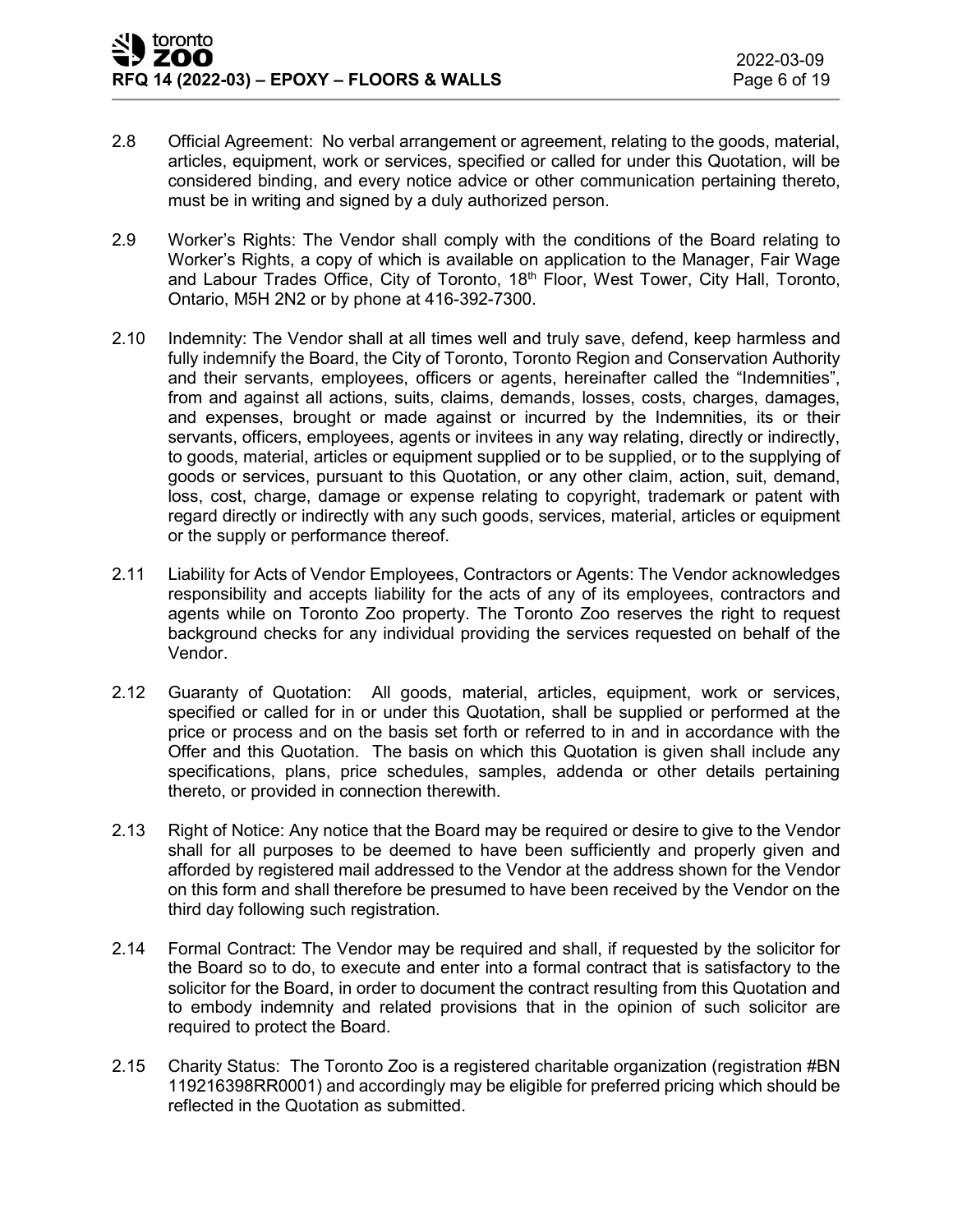2.8 Official Agreement: No verbal arrangement or agreement, relating to the goods, material, articles, equipment, work or services, specified or called for under this Quotation, will be considered binding, and every notice advice or other communication pertaining thereto, must be in writing and signed by a duly authorized person.

2.9 Worker's Rights: The Vendor shall comply with the conditions of the Board relating to Worker's Rights, a copy of which is available on application to the Manager, Fair Wage and Labour Trades Office, City of Toronto, 18th Floor, West Tower, City Hall, Toronto, Ontario, M5H 2N2 or by phone at 416-392-7300.

2.10 Indemnity: The Vendor shall at all times well and truly save, defend, keep harmless and fully indemnify the Board, the City of Toronto, Toronto Region and Conservation Authority and their servants, employees, officers or agents, hereinafter called the "Indemnities", from and against all actions, suits, claims, demands, losses, costs, charges, damages, and expenses, brought or made against or incurred by the Indemnities, its or their servants, officers, employees, agents or invitees in any way relating, directly or indirectly, to goods, material, articles or equipment supplied or to be supplied, or to the supplying of goods or services, pursuant to this Quotation, or any other claim, action, suit, demand, loss, cost, charge, damage or expense relating to copyright, trademark or patent with regard directly or indirectly with any such goods, services, material, articles or equipment or the supply or performance thereof.

2.11 Liability for Acts of Vendor Employees, Contractors or Agents: The Vendor acknowledges responsibility and accepts liability for the acts of any of its employees, contractors and agents while on Toronto Zoo property. The Toronto Zoo reserves the right to request background checks for any individual providing the services requested on behalf of the Vendor.

2.12 Guaranty of Quotation: All goods, material, articles, equipment, work or services, specified or called for in or under this Quotation, shall be supplied or performed at the price or process and on the basis set forth or referred to in and in accordance with the Offer and this Quotation. The basis on which this Quotation is given shall include any specifications, plans, price schedules, samples, addenda or other details pertaining thereto, or provided in connection therewith.

2.13 Right of Notice: Any notice that the Board may be required or desire to give to the Vendor shall for all purposes to be deemed to have been sufficiently and properly given and afforded by registered mail addressed to the Vendor at the address shown for the Vendor on this form and shall therefore be presumed to have been received by the Vendor on the third day following such registration.

2.14 Formal Contract: The Vendor may be required and shall, if requested by the solicitor for the Board so to do, to execute and enter into a formal contract that is satisfactory to the solicitor for the Board, in order to document the contract resulting from this Quotation and to embody indemnity and related provisions that in the opinion of such solicitor are required to protect the Board.

2.15 Charity Status: The Toronto Zoo is a registered charitable organization (registration #BN 119216398RR0001) and accordingly may be eligible for preferred pricing which should be reflected in the Quotation as submitted.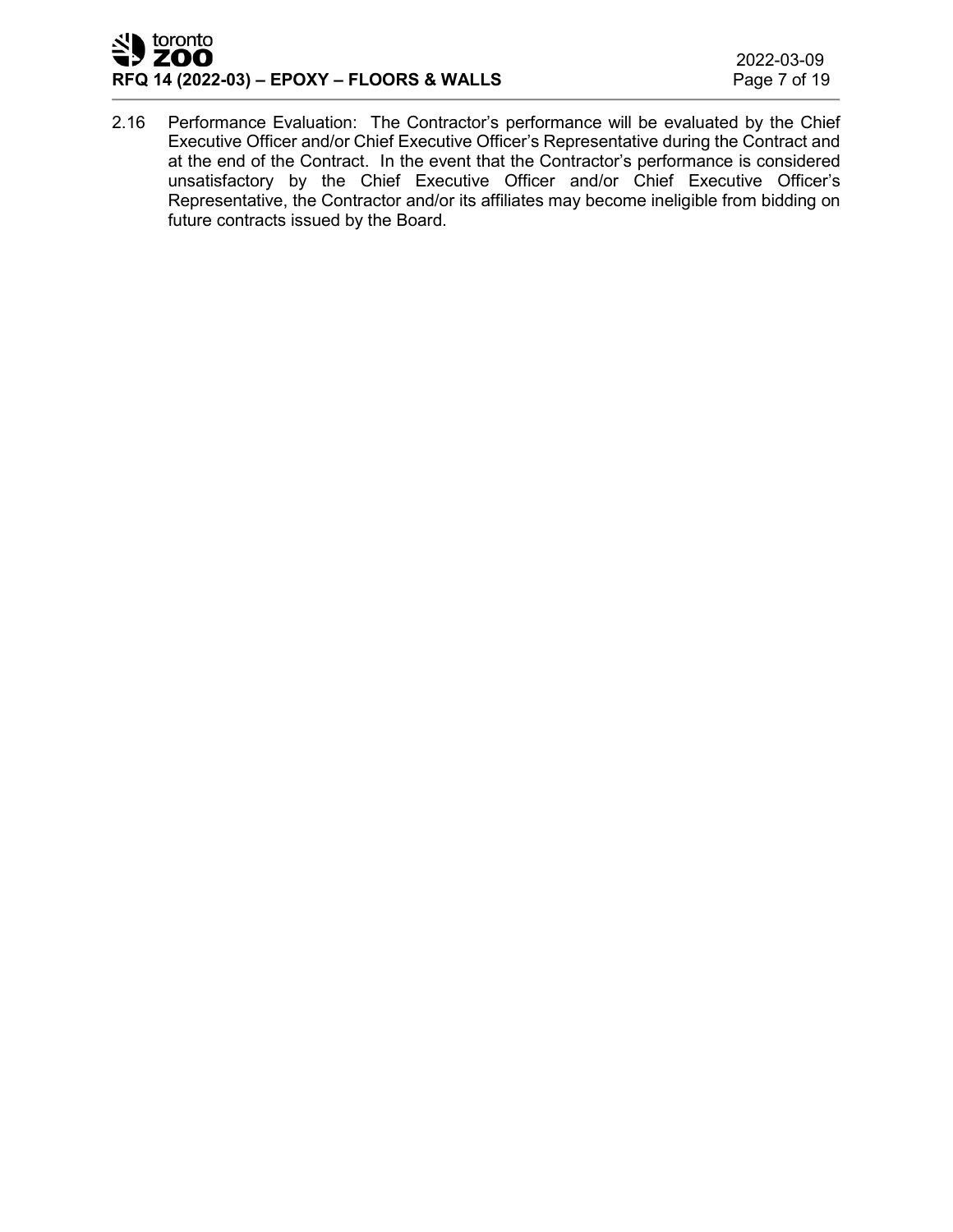2.16 Performance Evaluation: The Contractor's performance will be evaluated by the Chief Executive Officer and/or Chief Executive Officer's Representative during the Contract and at the end of the Contract. In the event that the Contractor's performance is considered unsatisfactory by the Chief Executive Officer and/or Chief Executive Officer's Representative, the Contractor and/or its affiliates may become ineligible from bidding on future contracts issued by the Board.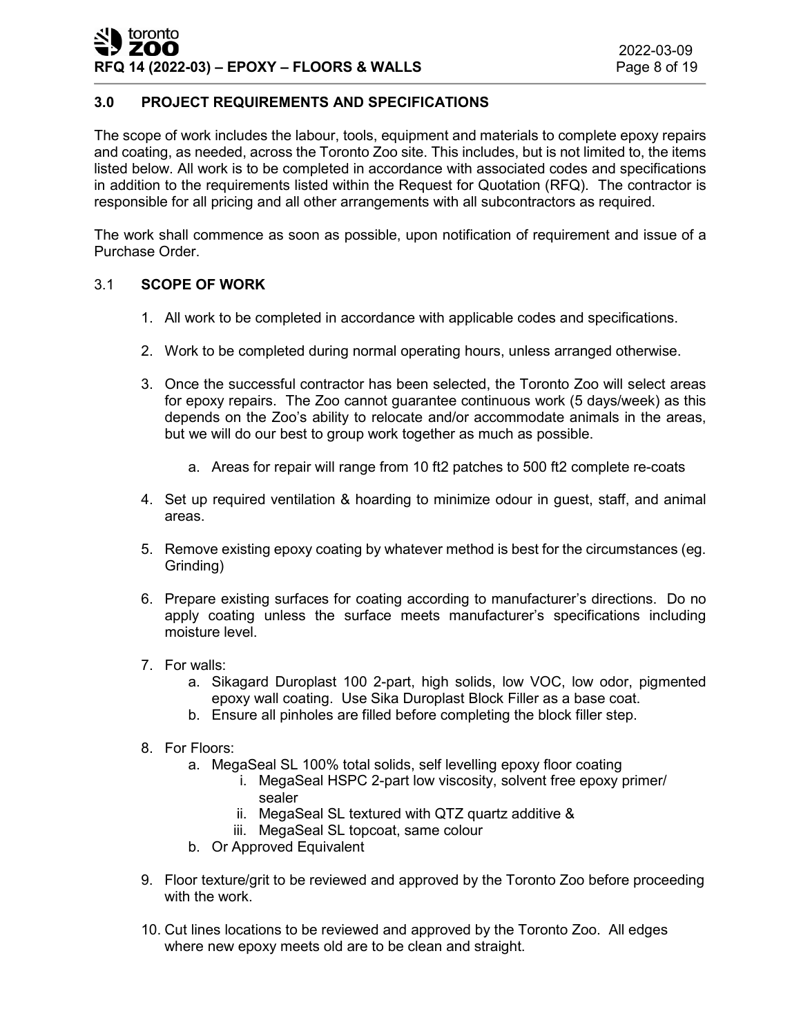## 3.0 PROJECT REQUIREMENTS AND SPECIFICATIONS

The scope of work includes the labour, tools, equipment and materials to complete epoxy repairs and coating, as needed, across the Toronto Zoo site. This includes, but is not limited to, the items listed below. All work is to be completed in accordance with associated codes and specifications in addition to the requirements listed within the Request for Quotation (RFQ). The contractor is responsible for all pricing and all other arrangements with all subcontractors as required.

The work shall commence as soon as possible, upon notification of requirement and issue of a Purchase Order.

### 3.1 SCOPE OF WORK

1. All work to be completed in accordance with applicable codes and specifications.

2. Work to be completed during normal operating hours, unless arranged otherwise.

3. Once the successful contractor has been selected, the Toronto Zoo will select areas for epoxy repairs. The Zoo cannot guarantee continuous work (5 days/week) as this depends on the Zoo's ability to relocate and/or accommodate animals in the areas, but we will do our best to group work together as much as possible.

   a. Areas for repair will range from 10 ft2 patches to 500 ft2 complete re-coats

4. Set up required ventilation & hoarding to minimize odour in guest, staff, and animal areas.

5. Remove existing epoxy coating by whatever method is best for the circumstances (eg. Grinding)

6. Prepare existing surfaces for coating according to manufacturer's directions. Do no apply coating unless the surface meets manufacturer's specifications including moisture level.

7. For walls:
   a. Sikagard Duroplast 100 2-part, high solids, low VOC, low odor, pigmented epoxy wall coating. Use Sika Duroplast Block Filler as a base coat.
   b. Ensure all pinholes are filled before completing the block filler step.

8. For Floors:
   a. MegaSeal SL 100% total solids, self levelling epoxy floor coating
      i. MegaSeal HSPC 2-part low viscosity, solvent free epoxy primer/ sealer
      ii. MegaSeal SL textured with QTZ quartz additive &
      iii. MegaSeal SL topcoat, same colour
   b. Or Approved Equivalent

9. Floor texture/grit to be reviewed and approved by the Toronto Zoo before proceeding with the work.

10. Cut lines locations to be reviewed and approved by the Toronto Zoo. All edges where new epoxy meets old are to be clean and straight.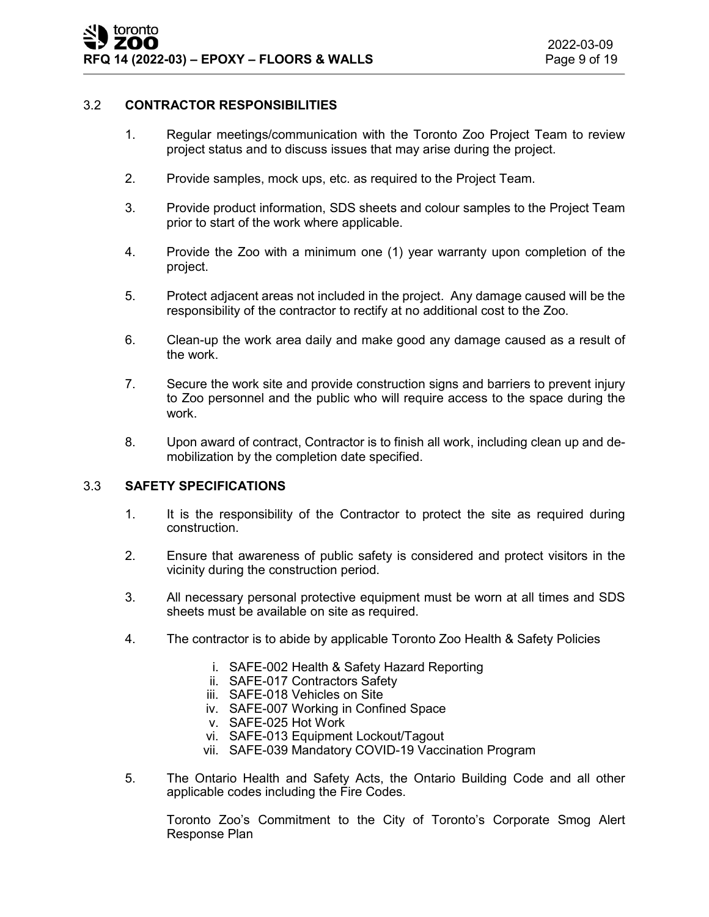### 3.2 CONTRACTOR RESPONSIBILITIES

1. Regular meetings/communication with the Toronto Zoo Project Team to review project status and to discuss issues that may arise during the project.
2. Provide samples, mock ups, etc. as required to the Project Team.
3. Provide product information, SDS sheets and colour samples to the Project Team prior to start of the work where applicable.
4. Provide the Zoo with a minimum one (1) year warranty upon completion of the project.
5. Protect adjacent areas not included in the project. Any damage caused will be the responsibility of the contractor to rectify at no additional cost to the Zoo.
6. Clean-up the work area daily and make good any damage caused as a result of the work.
7. Secure the work site and provide construction signs and barriers to prevent injury to Zoo personnel and the public who will require access to the space during the work.
8. Upon award of contract, Contractor is to finish all work, including clean up and de-mobilization by the completion date specified.

### 3.3 SAFETY SPECIFICATIONS

1. It is the responsibility of the Contractor to protect the site as required during construction.
2. Ensure that awareness of public safety is considered and protect visitors in the vicinity during the construction period.
3. All necessary personal protective equipment must be worn at all times and SDS sheets must be available on site as required.
4. The contractor is to abide by applicable Toronto Zoo Health & Safety Policies
   - i. SAFE-002 Health & Safety Hazard Reporting
   - ii. SAFE-017 Contractors Safety
   - iii. SAFE-018 Vehicles on Site
   - iv. SAFE-007 Working in Confined Space
   - v. SAFE-025 Hot Work
   - vi. SAFE-013 Equipment Lockout/Tagout
   - vii. SAFE-039 Mandatory COVID-19 Vaccination Program
5. The Ontario Health and Safety Acts, the Ontario Building Code and all other applicable codes including the Fire Codes.

   Toronto Zoo's Commitment to the City of Toronto's Corporate Smog Alert Response Plan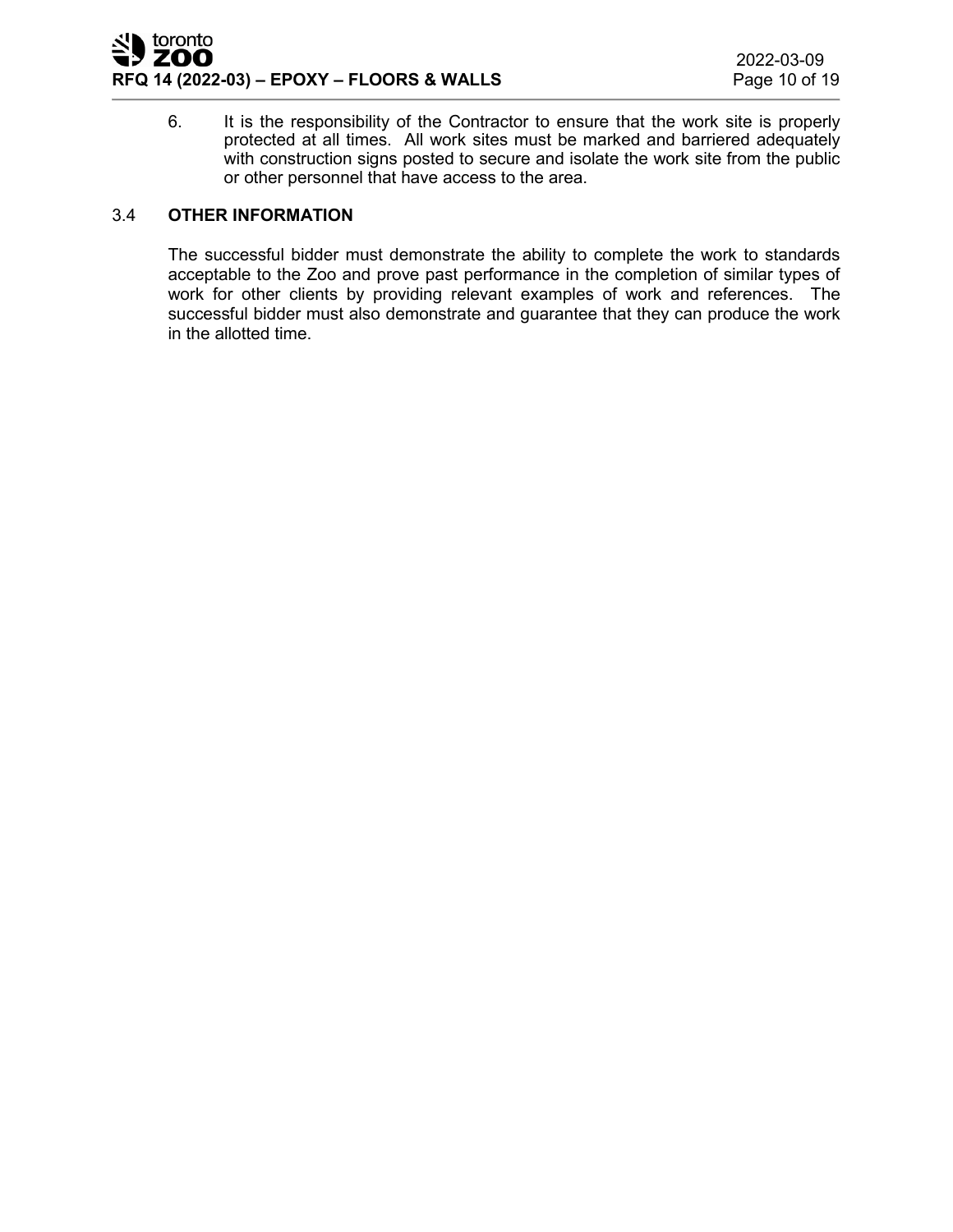6. It is the responsibility of the Contractor to ensure that the work site is properly protected at all times. All work sites must be marked and barriered adequately with construction signs posted to secure and isolate the work site from the public or other personnel that have access to the area.

### 3.4 OTHER INFORMATION

The successful bidder must demonstrate the ability to complete the work to standards acceptable to the Zoo and prove past performance in the completion of similar types of work for other clients by providing relevant examples of work and references. The successful bidder must also demonstrate and guarantee that they can produce the work in the allotted time.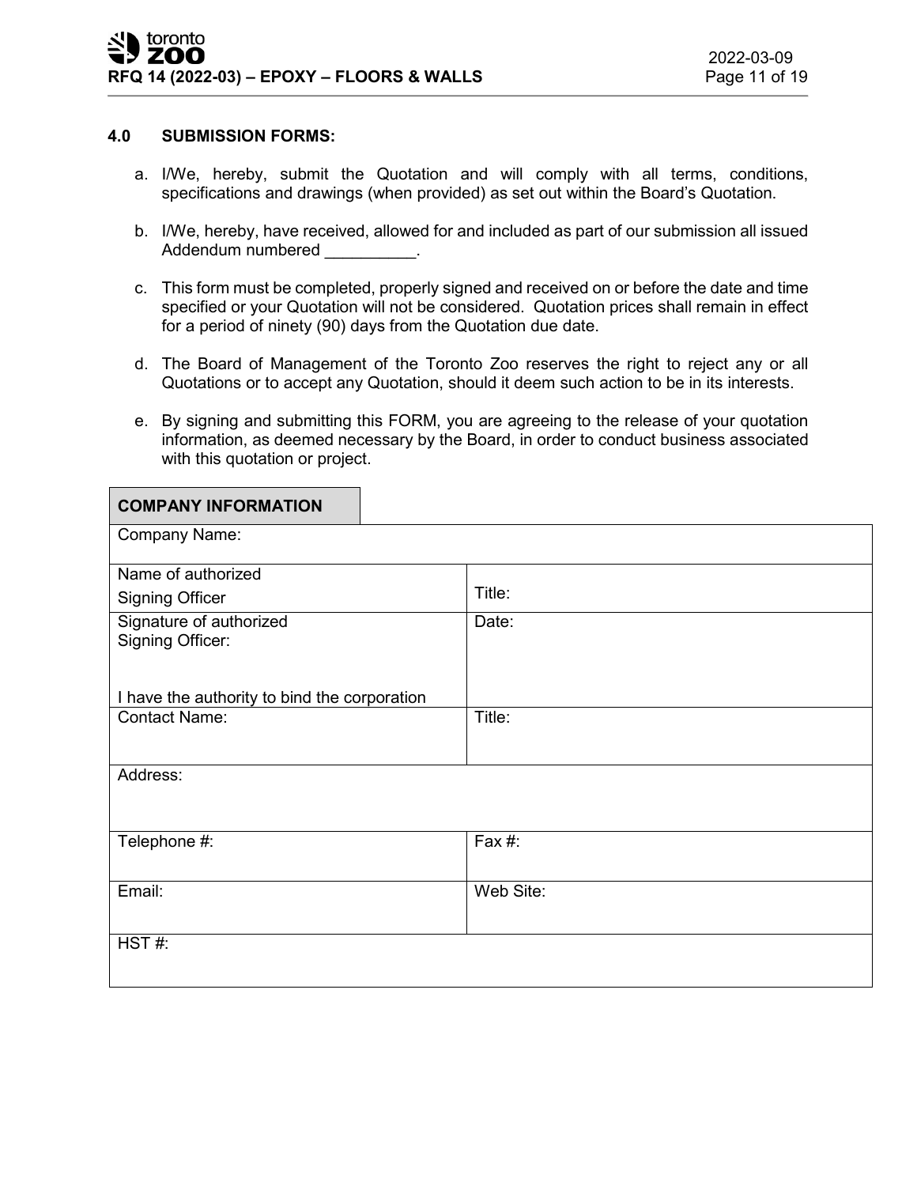## 4.0 SUBMISSION FORMS:

a. I/We, hereby, submit the Quotation and will comply with all terms, conditions, specifications and drawings (when provided) as set out within the Board's Quotation.

b. I/We, hereby, have received, allowed for and included as part of our submission all issued Addendum numbered __________.

c. This form must be completed, properly signed and received on or before the date and time specified or your Quotation will not be considered. Quotation prices shall remain in effect for a period of ninety (90) days from the Quotation due date.

d. The Board of Management of the Toronto Zoo reserves the right to reject any or all Quotations or to accept any Quotation, should it deem such action to be in its interests.

e. By signing and submitting this FORM, you are agreeing to the release of your quotation information, as deemed necessary by the Board, in order to conduct business associated with this quotation or project.

| **COMPANY INFORMATION** | |
|---|---|
| Company Name: | |
| Name of authorized Signing Officer | Title: |
| Signature of authorized Signing Officer:<br><br>I have the authority to bind the corporation | Date: |
| Contact Name: | Title: |
| Address: | |
| Telephone #: | Fax #: |
| Email: | Web Site: |
| HST #: | |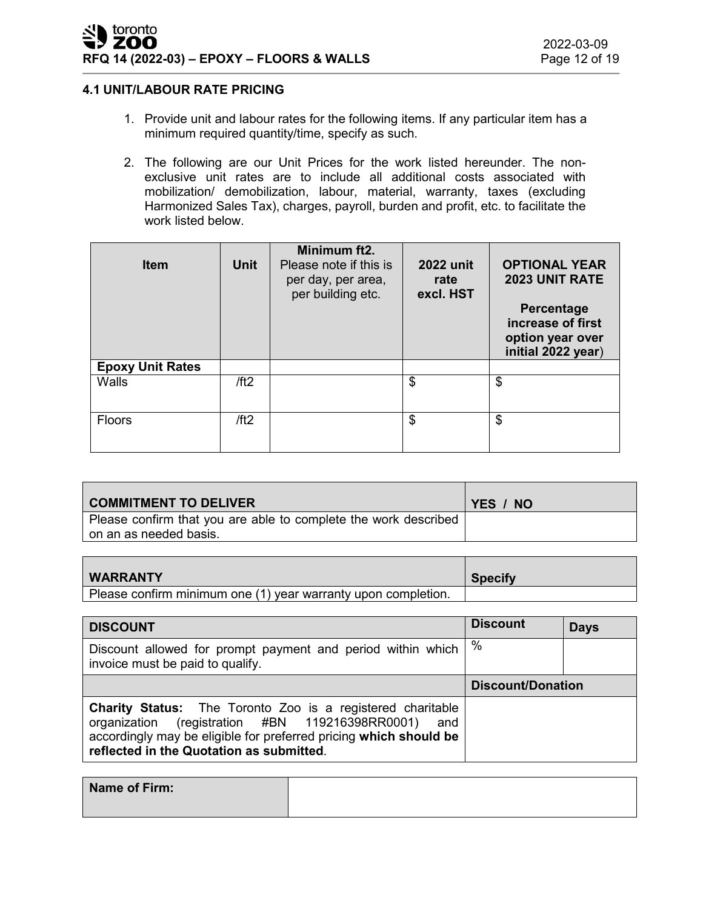### 4.1 UNIT/LABOUR RATE PRICING

1. Provide unit and labour rates for the following items. If any particular item has a minimum required quantity/time, specify as such.

2. The following are our Unit Prices for the work listed hereunder. The non-exclusive unit rates are to include all additional costs associated with mobilization/ demobilization, labour, material, warranty, taxes (excluding Harmonized Sales Tax), charges, payroll, burden and profit, etc. to facilitate the work listed below.

| **Item** | **Unit** | **Minimum ft2.** Please note if this is per day, per area, per building etc. | **2022 unit rate excl. HST** | **OPTIONAL YEAR 2023 UNIT RATE** **Percentage increase of first option year over initial 2022 year**) |
|---|---|---|---|---|
| **Epoxy Unit Rates** | | | | |
| Walls | /ft2 | | $ | $ |
| Floors | /ft2 | | $ | $ |

| **COMMITMENT TO DELIVER** | **YES / NO** |
|---|---|
| Please confirm that you are able to complete the work described on an as needed basis. | |

| **WARRANTY** | **Specify** |
|---|---|
| Please confirm minimum one (1) year warranty upon completion. | |

| **DISCOUNT** | **Discount** | **Days** |
|---|---|---|
| Discount allowed for prompt payment and period within which invoice must be paid to qualify. | % | |
| | **Discount/Donation** | |
| **Charity Status:** The Toronto Zoo is a registered charitable organization (registration #BN 119216398RR0001) and accordingly may be eligible for preferred pricing **which should be reflected in the Quotation as submitted**. | | |

| **Name of Firm:** | |
|---|---|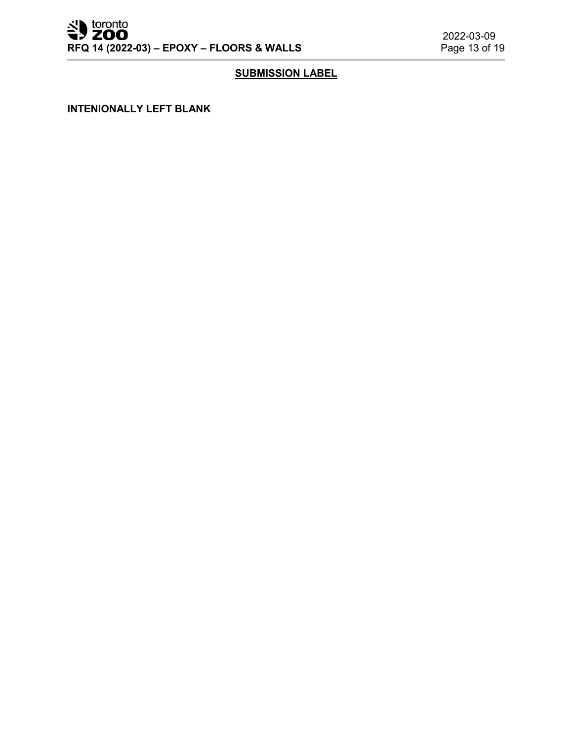## SUBMISSION LABEL

**INTENIONALLY LEFT BLANK**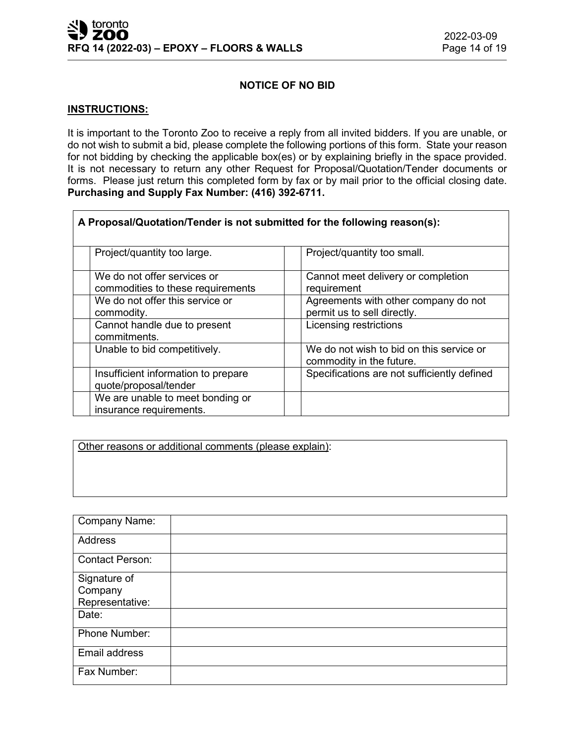## NOTICE OF NO BID

**INSTRUCTIONS:**

It is important to the Toronto Zoo to receive a reply from all invited bidders. If you are unable, or do not wish to submit a bid, please complete the following portions of this form. State your reason for not bidding by checking the applicable box(es) or by explaining briefly in the space provided. It is not necessary to return any other Request for Proposal/Quotation/Tender documents or forms. Please just return this completed form by fax or by mail prior to the official closing date. **Purchasing and Supply Fax Number: (416) 392-6711.**

**A Proposal/Quotation/Tender is not submitted for the following reason(s):**

| | | | |
|---|---|---|---|
| | Project/quantity too large. | | Project/quantity too small. |
| | We do not offer services or commodities to these requirements | | Cannot meet delivery or completion requirement |
| | We do not offer this service or commodity. | | Agreements with other company do not permit us to sell directly. |
| | Cannot handle due to present commitments. | | Licensing restrictions |
| | Unable to bid competitively. | | We do not wish to bid on this service or commodity in the future. |
| | Insufficient information to prepare quote/proposal/tender | | Specifications are not sufficiently defined |
| | We are unable to meet bonding or insurance requirements. | | |

Other reasons or additional comments (please explain):

| | |
|---|---|
| Company Name: | |
| Address | |
| Contact Person: | |
| Signature of Company Representative: | |
| Date: | |
| Phone Number: | |
| Email address | |
| Fax Number: | |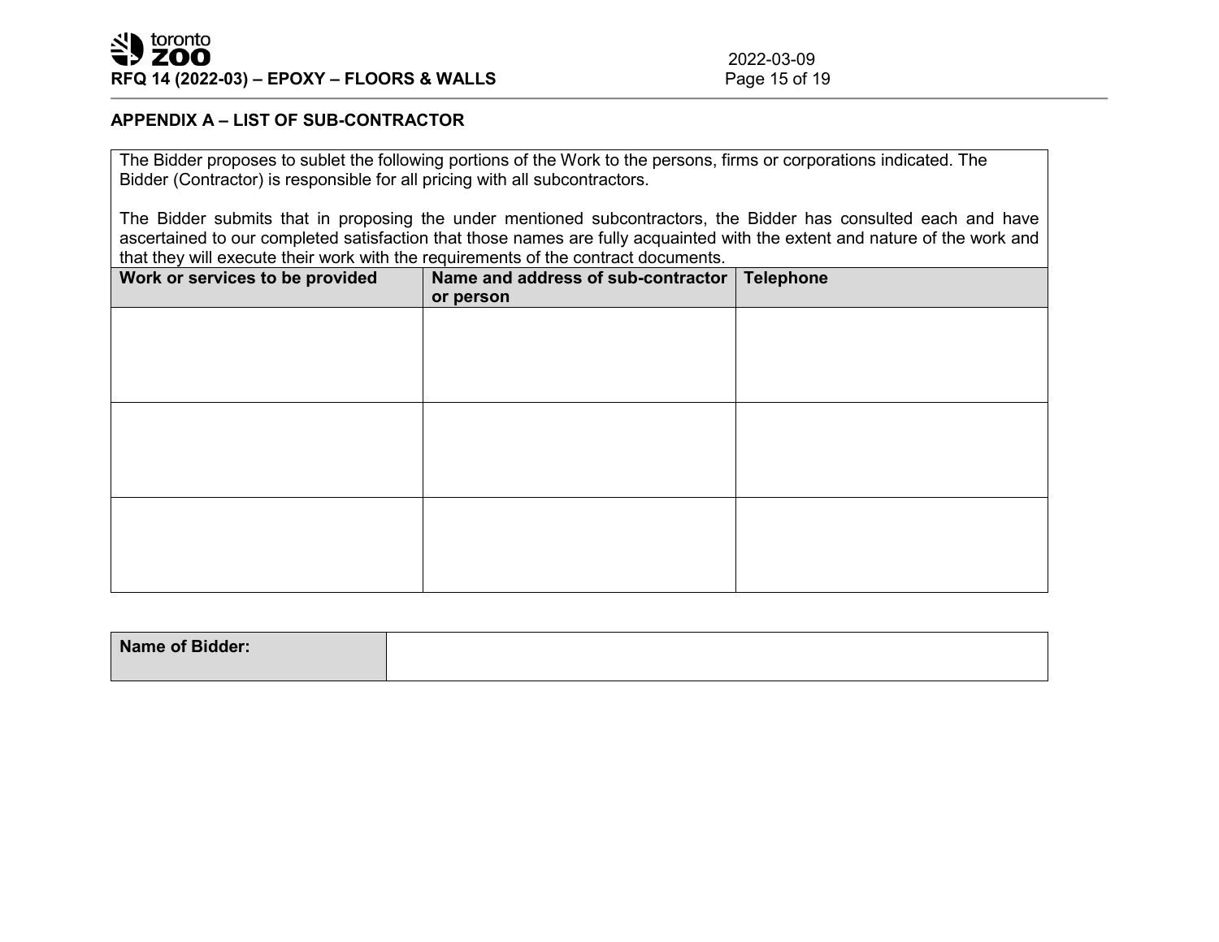## APPENDIX A – LIST OF SUB-CONTRACTOR

The Bidder proposes to sublet the following portions of the Work to the persons, firms or corporations indicated. The Bidder (Contractor) is responsible for all pricing with all subcontractors.

The Bidder submits that in proposing the under mentioned subcontractors, the Bidder has consulted each and have ascertained to our completed satisfaction that those names are fully acquainted with the extent and nature of the work and that they will execute their work with the requirements of the contract documents.

| Work or services to be provided | Name and address of sub-contractor or person | Telephone |
|---|---|---|
| | | |
| | | |
| | | |

| Name of Bidder: | |
|---|---|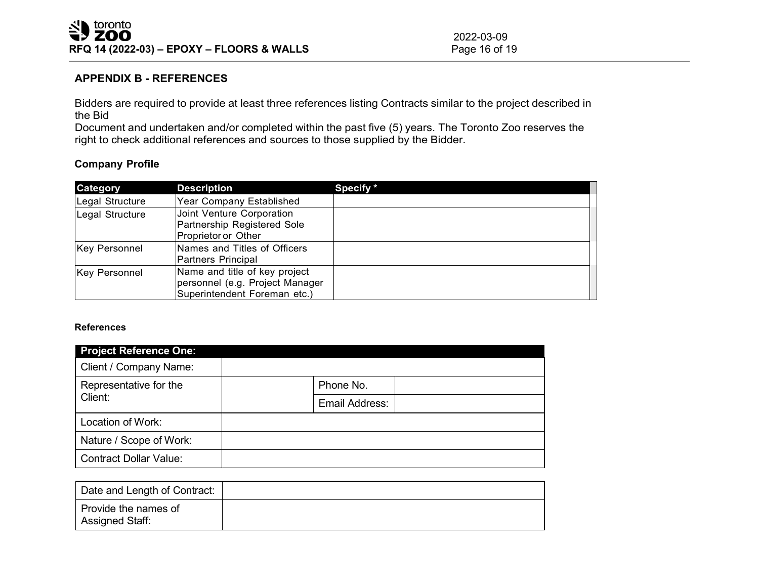## APPENDIX B - REFERENCES

Bidders are required to provide at least three references listing Contracts similar to the project described in the Bid
Document and undertaken and/or completed within the past five (5) years. The Toronto Zoo reserves the right to check additional references and sources to those supplied by the Bidder.

### Company Profile

| Category | Description | Specify * |
|---|---|---|
| Legal Structure | Year Company Established | |
| Legal Structure | Joint Venture Corporation Partnership Registered Sole Proprietor or Other | |
| Key Personnel | Names and Titles of Officers Partners Principal | |
| Key Personnel | Name and title of key project personnel (e.g. Project Manager Superintendent Foreman etc.) | |

#### References

| Project Reference One: | | | |
|---|---|---|---|
| Client / Company Name: | | | |
| Representative for the Client: | | Phone No. | |
| | | Email Address: | |
| Location of Work: | | | |
| Nature / Scope of Work: | | | |
| Contract Dollar Value: | | | |

| | |
|---|---|
| Date and Length of Contract: | |
| Provide the names of Assigned Staff: | |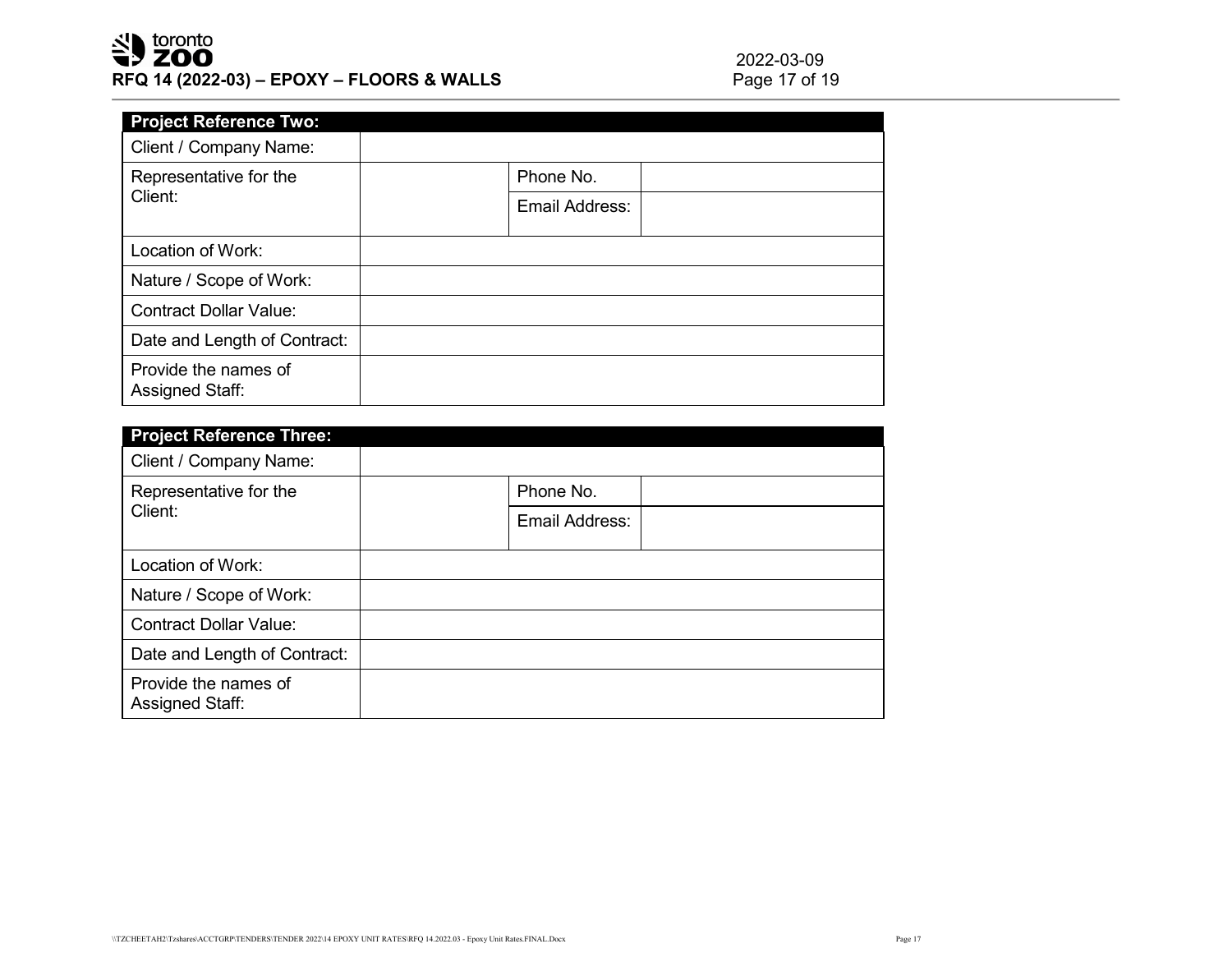| Project Reference Two: | | | |
|---|---|---|---|
| Client / Company Name: | | | |
| Representative for the Client: | | Phone No. | |
| | | Email Address: | |
| Location of Work: | | | |
| Nature / Scope of Work: | | | |
| Contract Dollar Value: | | | |
| Date and Length of Contract: | | | |
| Provide the names of Assigned Staff: | | | |

| Project Reference Three: | | | |
|---|---|---|---|
| Client / Company Name: | | | |
| Representative for the Client: | | Phone No. | |
| | | Email Address: | |
| Location of Work: | | | |
| Nature / Scope of Work: | | | |
| Contract Dollar Value: | | | |
| Date and Length of Contract: | | | |
| Provide the names of Assigned Staff: | | | |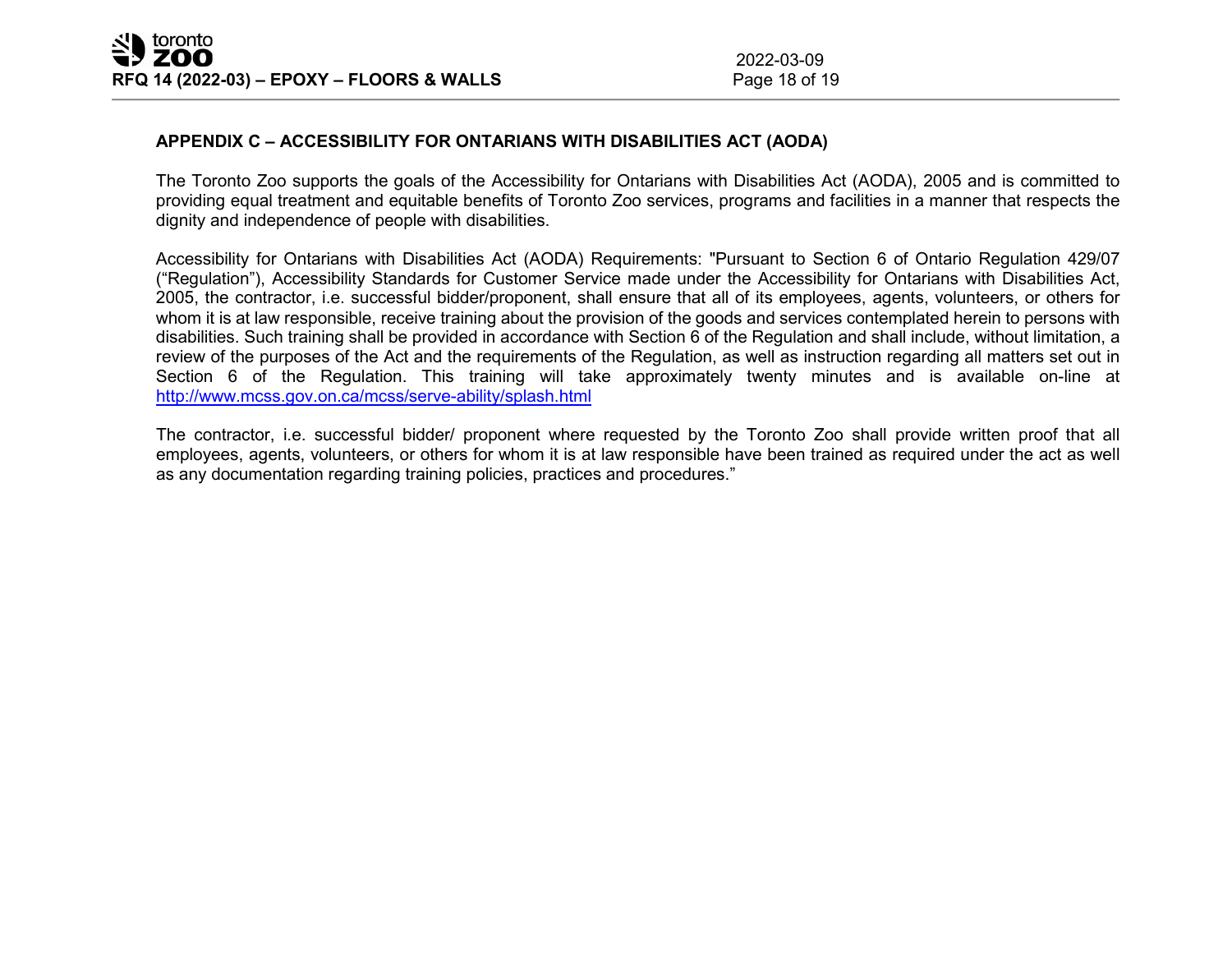## APPENDIX C – ACCESSIBILITY FOR ONTARIANS WITH DISABILITIES ACT (AODA)

The Toronto Zoo supports the goals of the Accessibility for Ontarians with Disabilities Act (AODA), 2005 and is committed to providing equal treatment and equitable benefits of Toronto Zoo services, programs and facilities in a manner that respects the dignity and independence of people with disabilities.

Accessibility for Ontarians with Disabilities Act (AODA) Requirements: "Pursuant to Section 6 of Ontario Regulation 429/07 ("Regulation"), Accessibility Standards for Customer Service made under the Accessibility for Ontarians with Disabilities Act, 2005, the contractor, i.e. successful bidder/proponent, shall ensure that all of its employees, agents, volunteers, or others for whom it is at law responsible, receive training about the provision of the goods and services contemplated herein to persons with disabilities. Such training shall be provided in accordance with Section 6 of the Regulation and shall include, without limitation, a review of the purposes of the Act and the requirements of the Regulation, as well as instruction regarding all matters set out in Section 6 of the Regulation. This training will take approximately twenty minutes and is available on-line at http://www.mcss.gov.on.ca/mcss/serve-ability/splash.html

The contractor, i.e. successful bidder/ proponent where requested by the Toronto Zoo shall provide written proof that all employees, agents, volunteers, or others for whom it is at law responsible have been trained as required under the act as well as any documentation regarding training policies, practices and procedures."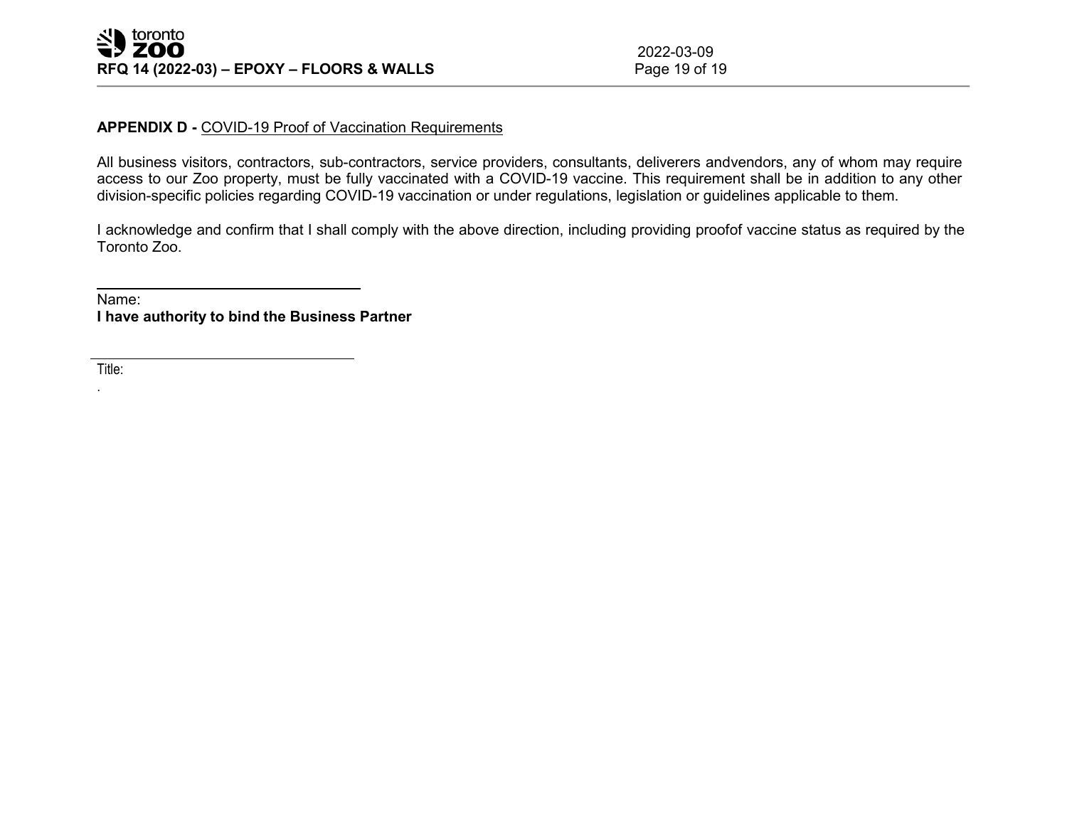**APPENDIX D -** COVID-19 Proof of Vaccination Requirements

All business visitors, contractors, sub-contractors, service providers, consultants, deliverers andvendors, any of whom may require access to our Zoo property, must be fully vaccinated with a COVID-19 vaccine. This requirement shall be in addition to any other division-specific policies regarding COVID-19 vaccination or under regulations, legislation or guidelines applicable to them.

I acknowledge and confirm that I shall comply with the above direction, including providing proofof vaccine status as required by the Toronto Zoo.

\_\_\_\_\_\_\_\_\_\_\_\_\_\_\_\_\_\_\_\_\_\_\_\_\_\_\_\_\_\_\_\_

Name:

**I have authority to bind the Business Partner**

\_\_\_\_\_\_\_\_\_\_\_\_\_\_\_\_\_\_\_\_\_\_\_\_\_\_\_\_\_\_\_\_

Title:

.